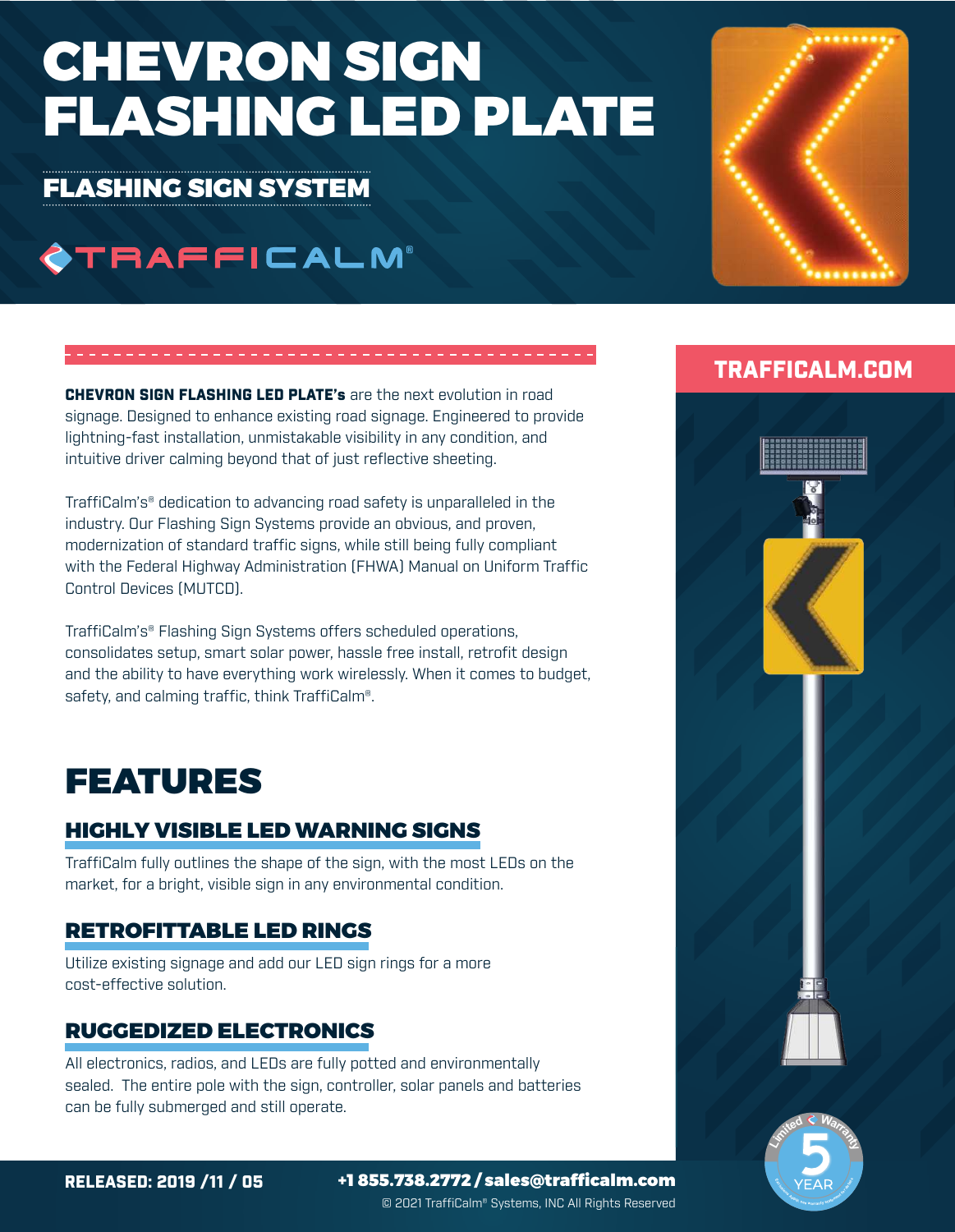# CHEVRON SIGN FLASHING LED PLATE

## FLASHING SIGN SYSTEM

TRAFFICALM®

**TRAFFICALM.COM**

**CHEVRON SIGN FLASHING LED PLATE's** are the next evolution in road signage. Designed to enhance existing road signage. Engineered to provide lightning-fast installation, unmistakable visibility in any condition, and intuitive driver calming beyond that of just reflective sheeting.

TraffiCalm's® dedication to advancing road safety is unparalleled in the industry. Our Flashing Sign Systems provide an obvious, and proven, modernization of standard traffic signs, while still being fully compliant with the Federal Highway Administration (FHWA) Manual on Uniform Traffic Control Devices (MUTCD).

TraffiCalm's® Flashing Sign Systems offers scheduled operations, consolidates setup, smart solar power, hassle free install, retrofit design and the ability to have everything work wirelessly. When it comes to budget, safety, and calming traffic, think TraffiCalm®.

# FEATURES

### HIGHLY VISIBLE LED WARNING SIGNS

TraffiCalm fully outlines the shape of the sign, with the most LEDs on the market, for a bright, visible sign in any environmental condition.

### RETROFITTABLE LED RINGS

Utilize existing signage and add our LED sign rings for a more cost-effective solution.

### RUGGEDIZED ELECTRONICS

All electronics, radios, and LEDs are fully potted and environmentally sealed. The entire pole with the sign, controller, solar panels and batteries can be fully submerged and still operate.

Limited Warranty 5 YEAR

**RELEASED: 2019 /11 / 05**

**+1 855.738.2772 / sales@trafficalm.com**

© 2021 TraffiCalm® Systems, INC All Rights Reserved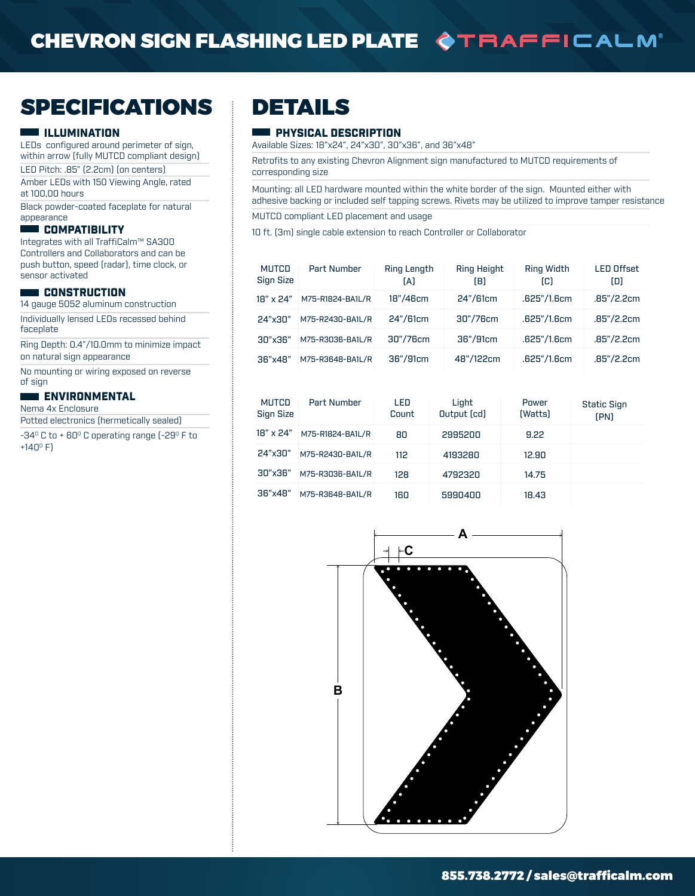# CHEVRON SIGN FLASHING LED PLATE

## SPECIFICATIONS

### ILLUMINATION

LEDs configured around perimeter of sign, within arrow (fully MUTCD compliant design)

LED Pitch: .85" (2.2cm) (on centers)

Amber LEDs with 150 Viewing Angle, rated at 100,00 hours

Black powder-coated faceplate for natural appearance

### COMPATIBILITY

Integrates with all TraffiCalm™ SA300 Controllers and Collaborators and can be push button, speed (radar), time clock, or sensor activated

### CONSTRUCTION

14 gauge 5052 aluminum construction

Individually lensed LEDs recessed behind faceplate

Ring Depth: 0.4"/10.0mm to minimize impact on natural sign appearance

No mounting or wiring exposed on reverse of sign

### ENVIRONMENTAL

Nema 4x Enclosure

Potted electronics (hermetically sealed)

-34° C to + 60° C operating range (-29° F to +140° F)

## DETAILS

### PHYSICAL DESCRIPTION

Available Sizes: 18"x24", 24"x30", 30"x36", and 36"x48"

Retrofits to any existing Chevron Alignment sign manufactured to MUTCD requirements of corresponding size

Mounting: all LED hardware mounted within the white border of the sign. Mounted either with adhesive backing or included self tapping screws. Rivets may be utilized to improve tamper resistance

MUTCD compliant LED placement and usage

10 ft. (3m) single cable extension to reach Controller or Collaborator

| MUTCD Sign Size | Part Number | Ring Length (A) | Ring Height (B) | Ring Width (C) | LED Offset (D) |
|---|---|---|---|---|---|
| 18" x 24" | M75-R1824-BA1L/R | 18"/46cm | 24"/61cm | .625"/1.6cm | .85"/2.2cm |
| 24"x30" | M75-R2430-BA1L/R | 24"/61cm | 30"/76cm | .625"/1.6cm | .85"/2.2cm |
| 30"x36" | M75-R3036-BA1L/R | 30"/76cm | 36"/91cm | .625"/1.6cm | .85"/2.2cm |
| 36"x48" | M75-R3648-BA1L/R | 36"/91cm | 48"/122cm | .625"/1.6cm | .85"/2.2cm |

| MUTCD Sign Size | Part Number | LED Count | Light Output (cd) | Power (Watts) | Static Sign (PN) |
|---|---|---|---|---|---|
| 18" x 24" | M75-R1824-BA1L/R | 80 | 2995200 | 9.22 | |
| 24"x30" | M75-R2430-BA1L/R | 112 | 4193280 | 12.90 | |
| 30"x36" | M75-R3036-BA1L/R | 128 | 4792320 | 14.75 | |
| 36"x48" | M75-R3648-BA1L/R | 160 | 5990400 | 18.43 | |

A

C

B

855.738.2772 / sales@trafficalm.com